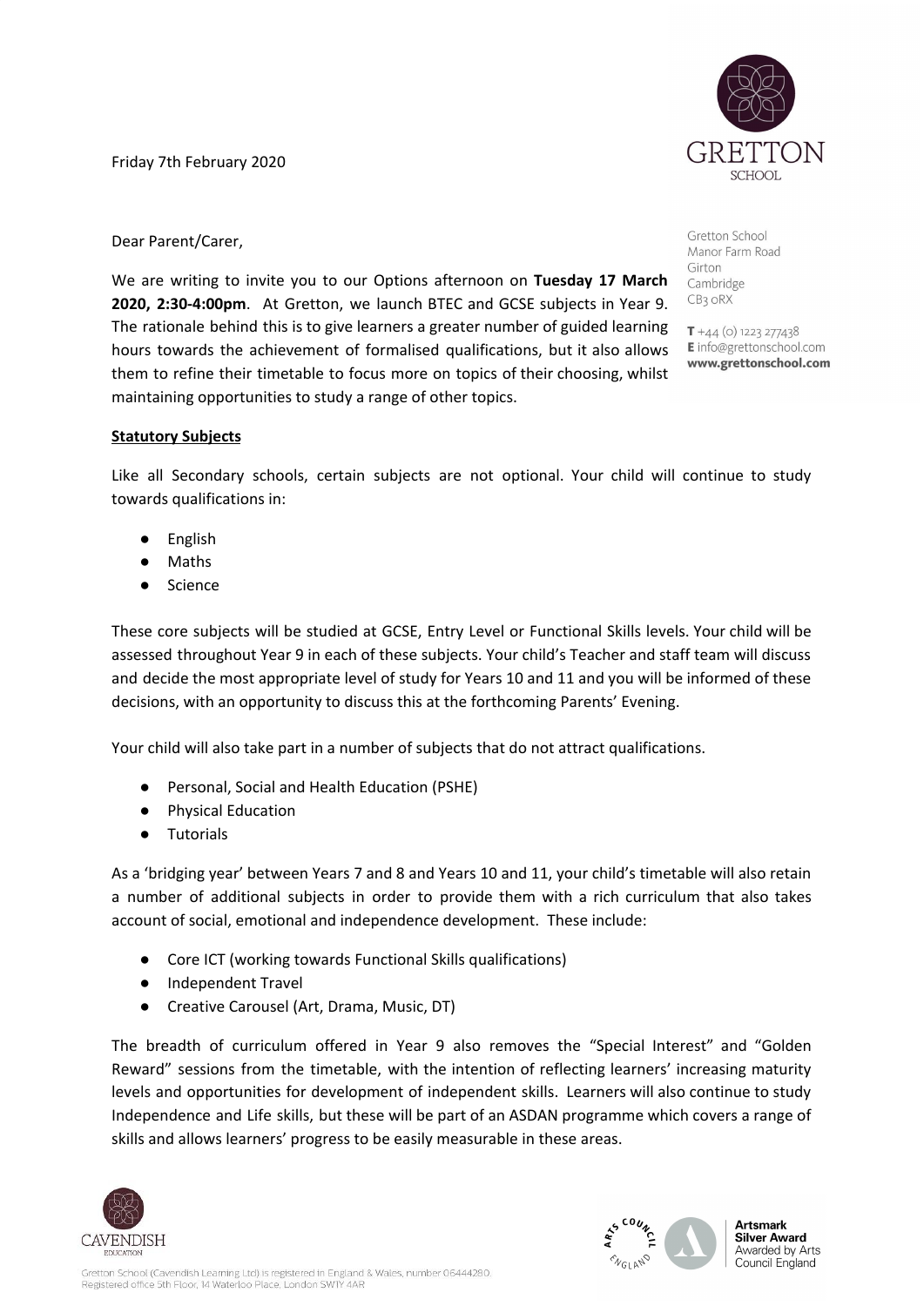Friday 7th February 2020

GRETTON SCHOOL

Gretton School
Manor Farm Road
Girton
Cambridge
CB3 0RX

**T** +44 (0) 1223 277438
**E** info@grettonschool.com
**www.grettonschool.com**

Dear Parent/Carer,

We are writing to invite you to our Options afternoon on **Tuesday 17 March 2020, 2:30-4:00pm**. At Gretton, we launch BTEC and GCSE subjects in Year 9. The rationale behind this is to give learners a greater number of guided learning hours towards the achievement of formalised qualifications, but it also allows them to refine their timetable to focus more on topics of their choosing, whilst maintaining opportunities to study a range of other topics.

**Statutory Subjects**

Like all Secondary schools, certain subjects are not optional. Your child will continue to study towards qualifications in:

- English
- Maths
- Science

These core subjects will be studied at GCSE, Entry Level or Functional Skills levels. Your child will be assessed throughout Year 9 in each of these subjects. Your child's Teacher and staff team will discuss and decide the most appropriate level of study for Years 10 and 11 and you will be informed of these decisions, with an opportunity to discuss this at the forthcoming Parents' Evening.

Your child will also take part in a number of subjects that do not attract qualifications.

- Personal, Social and Health Education (PSHE)
- Physical Education
- Tutorials

As a 'bridging year' between Years 7 and 8 and Years 10 and 11, your child's timetable will also retain a number of additional subjects in order to provide them with a rich curriculum that also takes account of social, emotional and independence development. These include:

- Core ICT (working towards Functional Skills qualifications)
- Independent Travel
- Creative Carousel (Art, Drama, Music, DT)

The breadth of curriculum offered in Year 9 also removes the "Special Interest" and "Golden Reward" sessions from the timetable, with the intention of reflecting learners' increasing maturity levels and opportunities for development of independent skills. Learners will also continue to study Independence and Life skills, but these will be part of an ASDAN programme which covers a range of skills and allows learners' progress to be easily measurable in these areas.

CAVENDISH EDUCATION

Artsmark Silver Award
Awarded by Arts Council England

Gretton School (Cavendish Learning Ltd) is registered in England & Wales, number 06444280. Registered office 5th Floor, 14 Waterloo Place, London SW1Y 4AR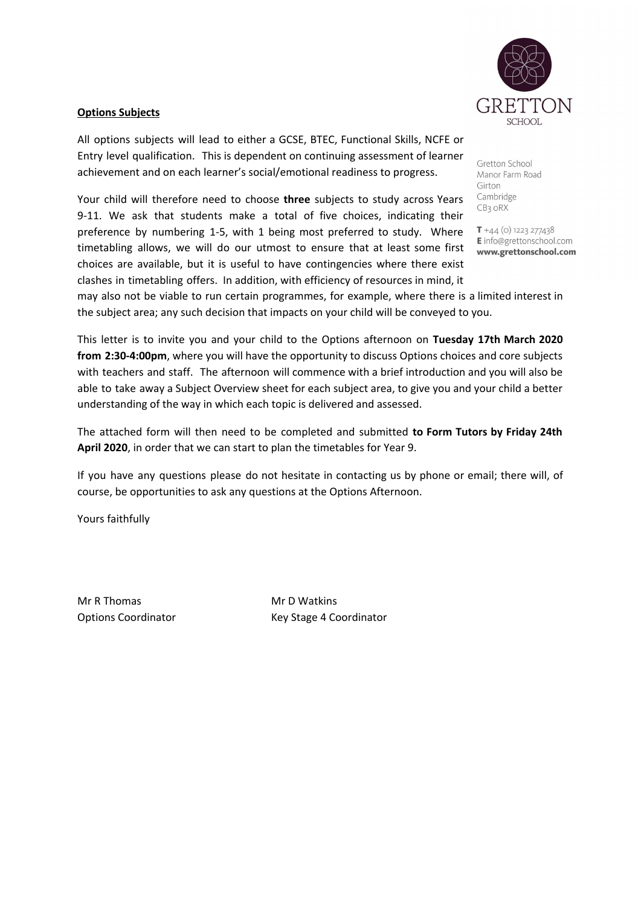GRETTON
SCHOOL

Gretton School
Manor Farm Road
Girton
Cambridge
CB3 0RX

**T** +44 (0) 1223 277438
**E** info@grettonschool.com
**www.grettonschool.com**

**Options Subjects**

All options subjects will lead to either a GCSE, BTEC, Functional Skills, NCFE or Entry level qualification. This is dependent on continuing assessment of learner achievement and on each learner's social/emotional readiness to progress.

Your child will therefore need to choose **three** subjects to study across Years 9-11. We ask that students make a total of five choices, indicating their preference by numbering 1-5, with 1 being most preferred to study. Where timetabling allows, we will do our utmost to ensure that at least some first choices are available, but it is useful to have contingencies where there exist clashes in timetabling offers. In addition, with efficiency of resources in mind, it may also not be viable to run certain programmes, for example, where there is a limited interest in the subject area; any such decision that impacts on your child will be conveyed to you.

This letter is to invite you and your child to the Options afternoon on **Tuesday 17th March 2020 from 2:30-4:00pm**, where you will have the opportunity to discuss Options choices and core subjects with teachers and staff. The afternoon will commence with a brief introduction and you will also be able to take away a Subject Overview sheet for each subject area, to give you and your child a better understanding of the way in which each topic is delivered and assessed.

The attached form will then need to be completed and submitted **to Form Tutors by Friday 24th April 2020**, in order that we can start to plan the timetables for Year 9.

If you have any questions please do not hesitate in contacting us by phone or email; there will, of course, be opportunities to ask any questions at the Options Afternoon.

Yours faithfully

Mr R Thomas
Options Coordinator

Mr D Watkins
Key Stage 4 Coordinator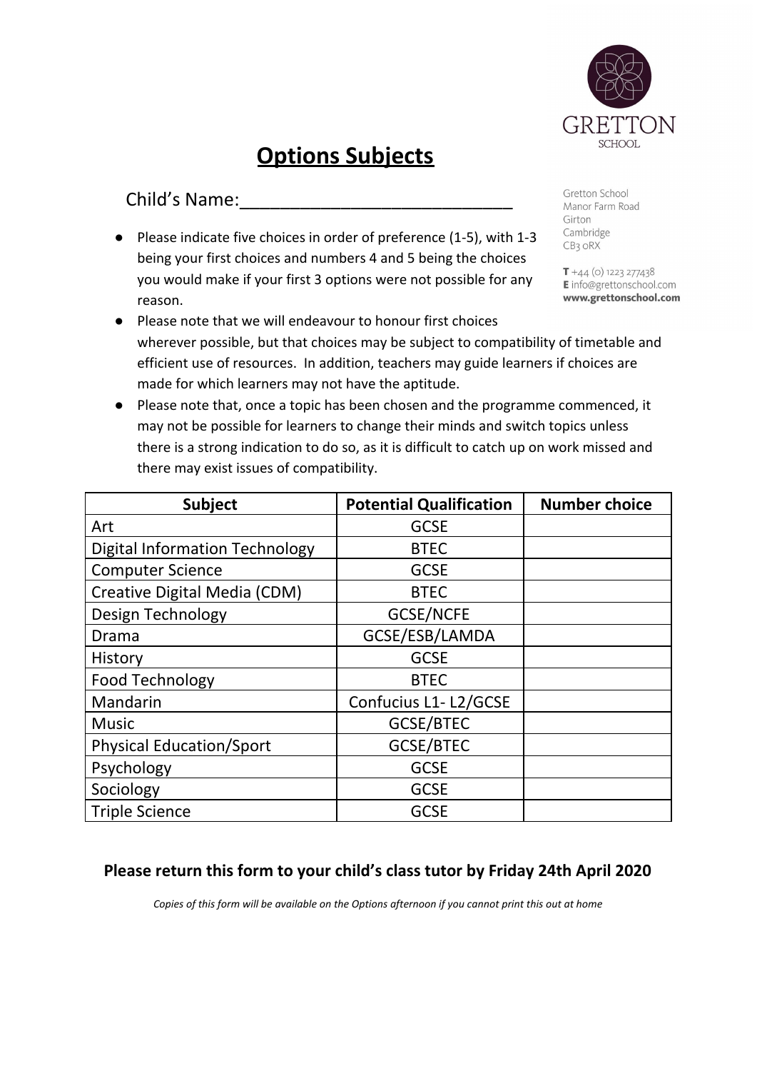# Options Subjects

GRETTON SCHOOL

Gretton School
Manor Farm Road
Girton
Cambridge
CB3 0RX

**T** +44 (0) 1223 277438
**E** info@grettonschool.com
**www.grettonschool.com**

Child's Name:___________________________

- Please indicate five choices in order of preference (1-5), with 1-3 being your first choices and numbers 4 and 5 being the choices you would make if your first 3 options were not possible for any reason.
- Please note that we will endeavour to honour first choices wherever possible, but that choices may be subject to compatibility of timetable and efficient use of resources. In addition, teachers may guide learners if choices are made for which learners may not have the aptitude.
- Please note that, once a topic has been chosen and the programme commenced, it may not be possible for learners to change their minds and switch topics unless there is a strong indication to do so, as it is difficult to catch up on work missed and there may exist issues of compatibility.

| Subject | Potential Qualification | Number choice |
|---|---|---|
| Art | GCSE | |
| Digital Information Technology | BTEC | |
| Computer Science | GCSE | |
| Creative Digital Media (CDM) | BTEC | |
| Design Technology | GCSE/NCFE | |
| Drama | GCSE/ESB/LAMDA | |
| History | GCSE | |
| Food Technology | BTEC | |
| Mandarin | Confucius L1- L2/GCSE | |
| Music | GCSE/BTEC | |
| Physical Education/Sport | GCSE/BTEC | |
| Psychology | GCSE | |
| Sociology | GCSE | |
| Triple Science | GCSE | |

**Please return this form to your child's class tutor by Friday 24th April 2020**

*Copies of this form will be available on the Options afternoon if you cannot print this out at home*